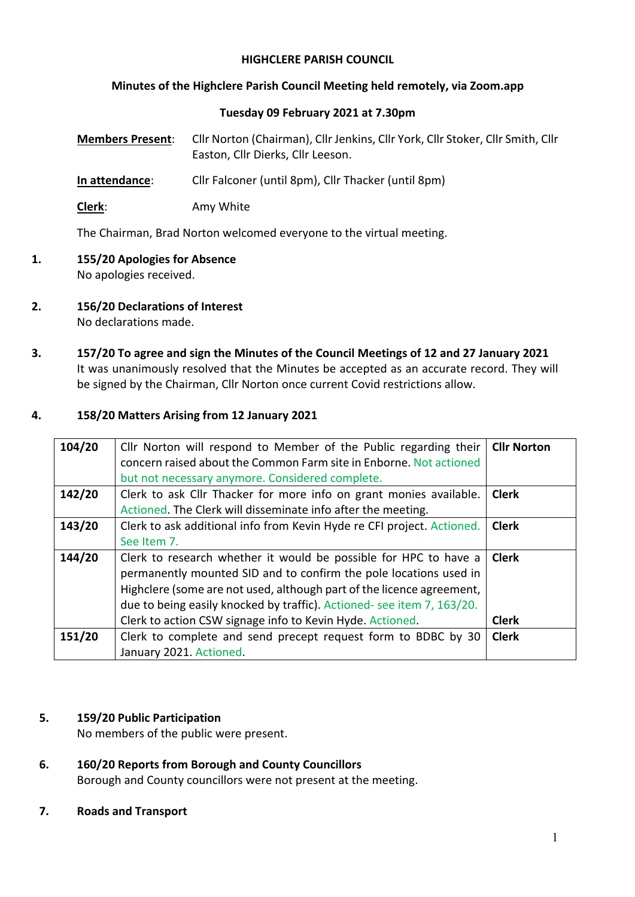**HIGHCLERE PARISH COUNCIL**

**Minutes of the Highclere Parish Council Meeting held remotely, via Zoom.app**

**Tuesday 09 February 2021 at 7.30pm**

**Members Present**: Cllr Norton (Chairman), Cllr Jenkins, Cllr York, Cllr Stoker, Cllr Smith, Cllr Easton, Cllr Dierks, Cllr Leeson.

**In attendance**: Cllr Falconer (until 8pm), Cllr Thacker (until 8pm)

**Clerk**: Amy White

The Chairman, Brad Norton welcomed everyone to the virtual meeting.

1. **155/20 Apologies for Absence**
   No apologies received.

2. **156/20 Declarations of Interest**
   No declarations made.

3. **157/20 To agree and sign the Minutes of the Council Meetings of 12 and 27 January 2021**
   It was unanimously resolved that the Minutes be accepted as an accurate record. They will be signed by the Chairman, Cllr Norton once current Covid restrictions allow.

4. **158/20 Matters Arising from 12 January 2021**

| | | |
|---|---|---|
| **104/20** | Cllr Norton will respond to Member of the Public regarding their concern raised about the Common Farm site in Enborne. Not actioned but not necessary anymore. Considered complete. | **Cllr Norton** |
| **142/20** | Clerk to ask Cllr Thacker for more info on grant monies available. Actioned. The Clerk will disseminate info after the meeting. | **Clerk** |
| **143/20** | Clerk to ask additional info from Kevin Hyde re CFI project. Actioned. See Item 7. | **Clerk** |
| **144/20** | Clerk to research whether it would be possible for HPC to have a permanently mounted SID and to confirm the pole locations used in Highclere (some are not used, although part of the licence agreement, due to being easily knocked by traffic). Actioned- see item 7, 163/20. Clerk to action CSW signage info to Kevin Hyde. Actioned. | **Clerk** **Clerk** |
| **151/20** | Clerk to complete and send precept request form to BDBC by 30 January 2021. Actioned. | **Clerk** |

5. **159/20 Public Participation**
   No members of the public were present.

6. **160/20 Reports from Borough and County Councillors**
   Borough and County councillors were not present at the meeting.

7. **Roads and Transport**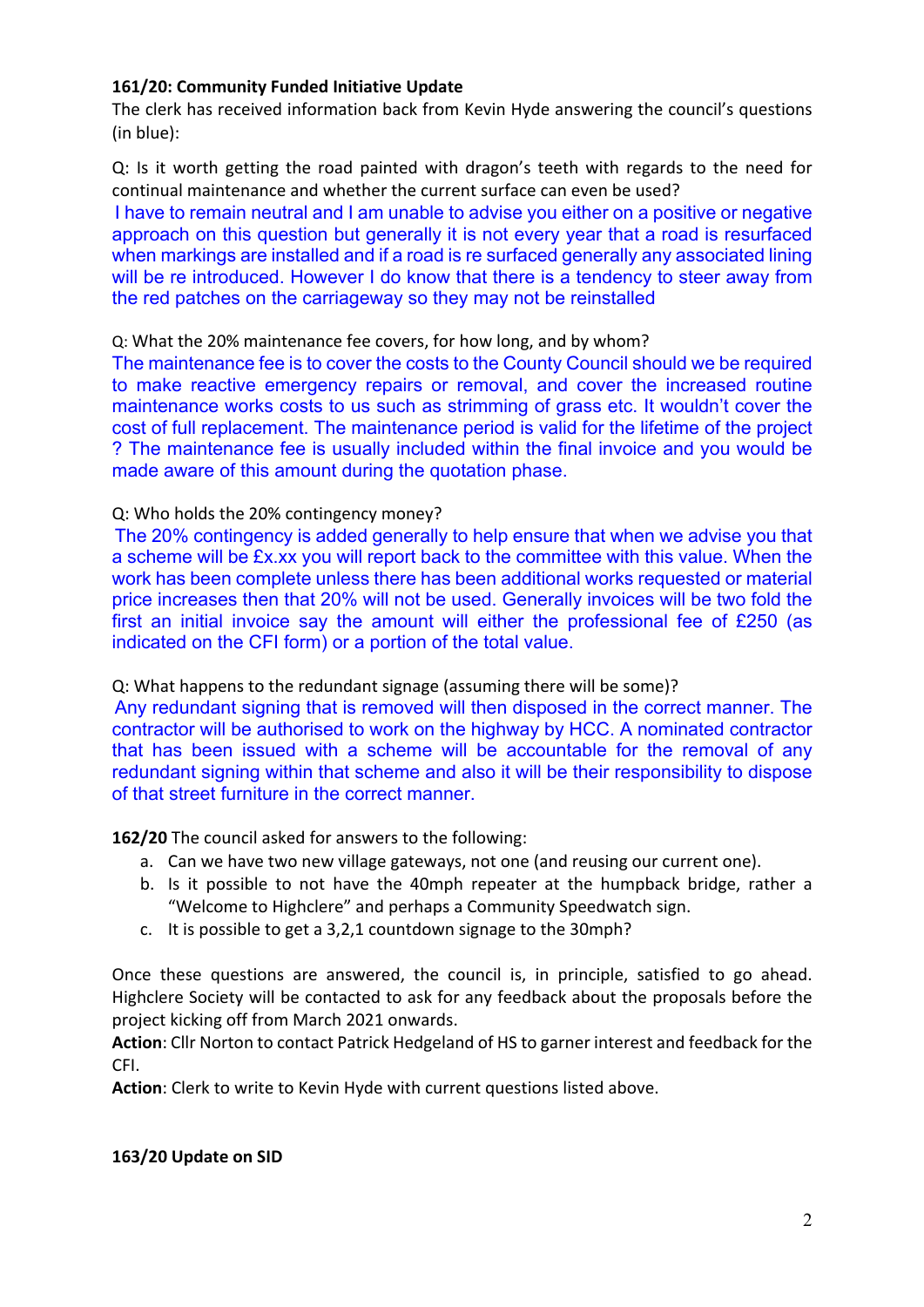**161/20: Community Funded Initiative Update**

The clerk has received information back from Kevin Hyde answering the council's questions (in blue):

Q: Is it worth getting the road painted with dragon's teeth with regards to the need for continual maintenance and whether the current surface can even be used?

I have to remain neutral and I am unable to advise you either on a positive or negative approach on this question but generally it is not every year that a road is resurfaced when markings are installed and if a road is re surfaced generally any associated lining will be re introduced. However I do know that there is a tendency to steer away from the red patches on the carriageway so they may not be reinstalled

Q: What the 20% maintenance fee covers, for how long, and by whom?

The maintenance fee is to cover the costs to the County Council should we be required to make reactive emergency repairs or removal, and cover the increased routine maintenance works costs to us such as strimming of grass etc. It wouldn't cover the cost of full replacement. The maintenance period is valid for the lifetime of the project ? The maintenance fee is usually included within the final invoice and you would be made aware of this amount during the quotation phase.

Q: Who holds the 20% contingency money?

The 20% contingency is added generally to help ensure that when we advise you that a scheme will be £x.xx you will report back to the committee with this value. When the work has been complete unless there has been additional works requested or material price increases then that 20% will not be used. Generally invoices will be two fold the first an initial invoice say the amount will either the professional fee of £250 (as indicated on the CFI form) or a portion of the total value.

Q: What happens to the redundant signage (assuming there will be some)?

Any redundant signing that is removed will then disposed in the correct manner. The contractor will be authorised to work on the highway by HCC. A nominated contractor that has been issued with a scheme will be accountable for the removal of any redundant signing within that scheme and also it will be their responsibility to dispose of that street furniture in the correct manner.

**162/20** The council asked for answers to the following:

a. Can we have two new village gateways, not one (and reusing our current one).
b. Is it possible to not have the 40mph repeater at the humpback bridge, rather a "Welcome to Highclere" and perhaps a Community Speedwatch sign.
c. It is possible to get a 3,2,1 countdown signage to the 30mph?

Once these questions are answered, the council is, in principle, satisfied to go ahead. Highclere Society will be contacted to ask for any feedback about the proposals before the project kicking off from March 2021 onwards.

**Action**: Cllr Norton to contact Patrick Hedgeland of HS to garner interest and feedback for the CFI.

**Action**: Clerk to write to Kevin Hyde with current questions listed above.

**163/20 Update on SID**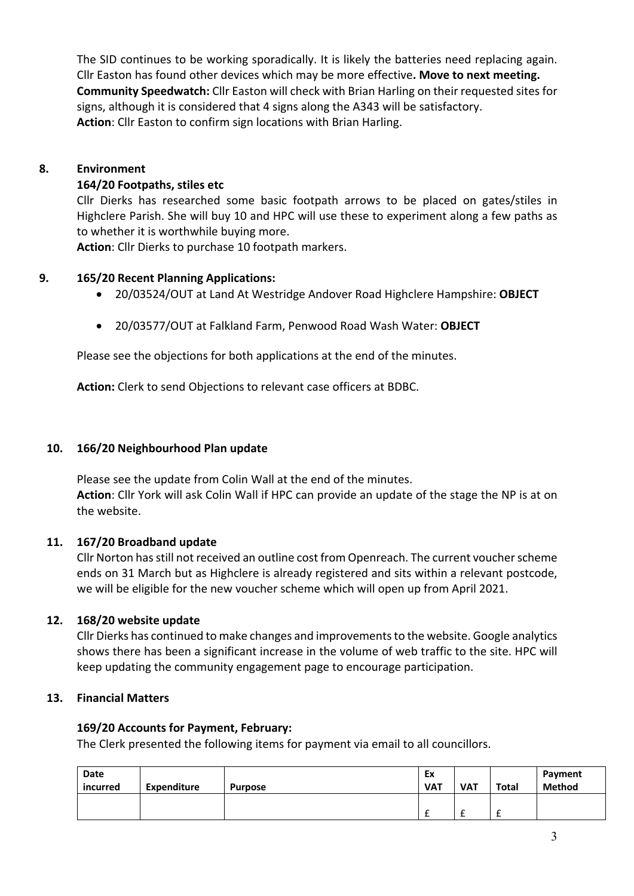The SID continues to be working sporadically. It is likely the batteries need replacing again. Cllr Easton has found other devices which may be more effective**. Move to next meeting.**
**Community Speedwatch:** Cllr Easton will check with Brian Harling on their requested sites for signs, although it is considered that 4 signs along the A343 will be satisfactory.
**Action**: Cllr Easton to confirm sign locations with Brian Harling.

## 8. Environment

### 164/20 Footpaths, stiles etc

Cllr Dierks has researched some basic footpath arrows to be placed on gates/stiles in Highclere Parish. She will buy 10 and HPC will use these to experiment along a few paths as to whether it is worthwhile buying more.
**Action**: Cllr Dierks to purchase 10 footpath markers.

## 9. 165/20 Recent Planning Applications:

- 20/03524/OUT at Land At Westridge Andover Road Highclere Hampshire: **OBJECT**
- 20/03577/OUT at Falkland Farm, Penwood Road Wash Water: **OBJECT**

Please see the objections for both applications at the end of the minutes.

**Action:** Clerk to send Objections to relevant case officers at BDBC.

## 10. 166/20 Neighbourhood Plan update

Please see the update from Colin Wall at the end of the minutes.
**Action**: Cllr York will ask Colin Wall if HPC can provide an update of the stage the NP is at on the website.

## 11. 167/20 Broadband update

Cllr Norton has still not received an outline cost from Openreach. The current voucher scheme ends on 31 March but as Highclere is already registered and sits within a relevant postcode, we will be eligible for the new voucher scheme which will open up from April 2021.

## 12. 168/20 website update

Cllr Dierks has continued to make changes and improvements to the website. Google analytics shows there has been a significant increase in the volume of web traffic to the site. HPC will keep updating the community engagement page to encourage participation.

## 13. Financial Matters

### 169/20 Accounts for Payment, February:

The Clerk presented the following items for payment via email to all councillors.

| Date incurred | Expenditure | Purpose | Ex VAT | VAT | Total | Payment Method |
|---|---|---|---|---|---|---|
| | | | £ | £ | £ | |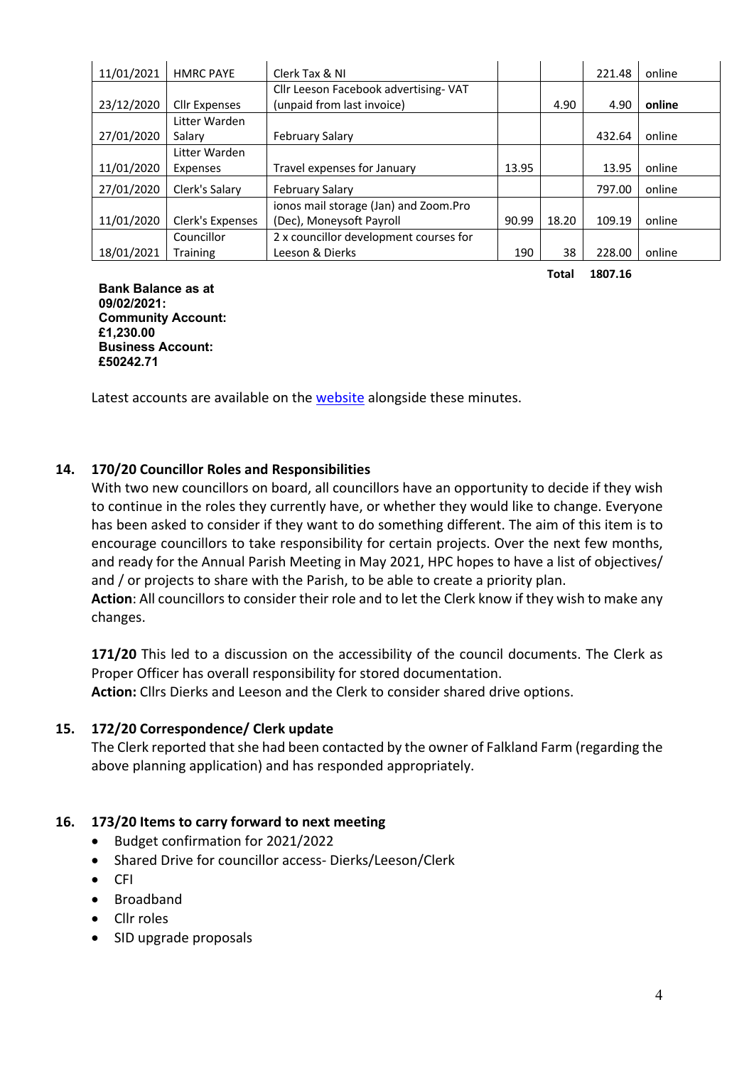| 11/01/2021 | HMRC PAYE | Clerk Tax & NI | | | 221.48 | online |
|---|---|---|---|---|---|---|
| 23/12/2020 | Cllr Expenses | Cllr Leeson Facebook advertising- VAT (unpaid from last invoice) | | 4.90 | 4.90 | **online** |
| 27/01/2020 | Litter Warden Salary | February Salary | | | 432.64 | online |
| 11/01/2020 | Litter Warden Expenses | Travel expenses for January | 13.95 | | 13.95 | online |
| 27/01/2020 | Clerk's Salary | February Salary | | | 797.00 | online |
| 11/01/2020 | Clerk's Expenses | ionos mail storage (Jan) and Zoom.Pro (Dec), Moneysoft Payroll | 90.99 | 18.20 | 109.19 | online |
| 18/01/2021 | Councillor Training | 2 x councillor development courses for Leeson & Dierks | 190 | 38 | 228.00 | online |
| | | | | **Total** | **1807.16** | |

**Bank Balance as at 09/02/2021:**
**Community Account: £1,230.00**
**Business Account: £50242.71**

Latest accounts are available on the website alongside these minutes.

## 14. 170/20 Councillor Roles and Responsibilities

With two new councillors on board, all councillors have an opportunity to decide if they wish to continue in the roles they currently have, or whether they would like to change. Everyone has been asked to consider if they want to do something different. The aim of this item is to encourage councillors to take responsibility for certain projects. Over the next few months, and ready for the Annual Parish Meeting in May 2021, HPC hopes to have a list of objectives/ and / or projects to share with the Parish, to be able to create a priority plan.

**Action**: All councillors to consider their role and to let the Clerk know if they wish to make any changes.

**171/20** This led to a discussion on the accessibility of the council documents. The Clerk as Proper Officer has overall responsibility for stored documentation.

**Action:** Cllrs Dierks and Leeson and the Clerk to consider shared drive options.

## 15. 172/20 Correspondence/ Clerk update

The Clerk reported that she had been contacted by the owner of Falkland Farm (regarding the above planning application) and has responded appropriately.

## 16. 173/20 Items to carry forward to next meeting

- Budget confirmation for 2021/2022
- Shared Drive for councillor access- Dierks/Leeson/Clerk
- CFI
- Broadband
- Cllr roles
- SID upgrade proposals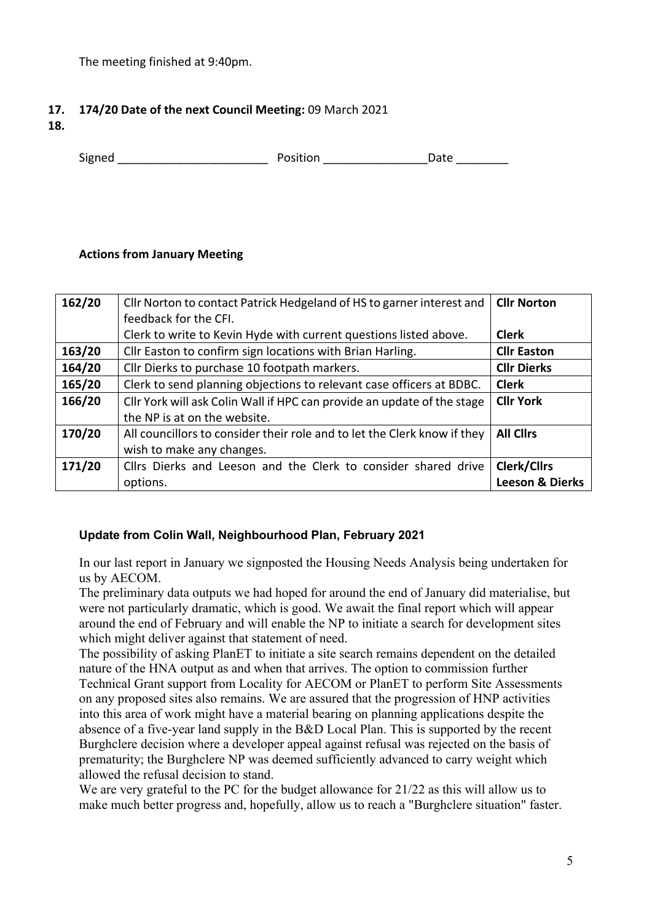The meeting finished at 9:40pm.

**17. 174/20 Date of the next Council Meeting:** 09 March 2021

**18.**

Signed _______________________ Position _______________Date ________

**Actions from January Meeting**

| 162/20 | Cllr Norton to contact Patrick Hedgeland of HS to garner interest and feedback for the CFI.<br>Clerk to write to Kevin Hyde with current questions listed above. | **Cllr Norton**<br><br>**Clerk** |
|---|---|---|
| 163/20 | Cllr Easton to confirm sign locations with Brian Harling. | **Cllr Easton** |
| 164/20 | Cllr Dierks to purchase 10 footpath markers. | **Cllr Dierks** |
| 165/20 | Clerk to send planning objections to relevant case officers at BDBC. | **Clerk** |
| 166/20 | Cllr York will ask Colin Wall if HPC can provide an update of the stage the NP is at on the website. | **Cllr York** |
| 170/20 | All councillors to consider their role and to let the Clerk know if they wish to make any changes. | **All Cllrs** |
| 171/20 | Cllrs Dierks and Leeson and the Clerk to consider shared drive options. | **Clerk/Cllrs Leeson & Dierks** |

**Update from Colin Wall, Neighbourhood Plan, February 2021**

In our last report in January we signposted the Housing Needs Analysis being undertaken for us by AECOM.

The preliminary data outputs we had hoped for around the end of January did materialise, but were not particularly dramatic, which is good. We await the final report which will appear around the end of February and will enable the NP to initiate a search for development sites which might deliver against that statement of need.

The possibility of asking PlanET to initiate a site search remains dependent on the detailed nature of the HNA output as and when that arrives. The option to commission further Technical Grant support from Locality for AECOM or PlanET to perform Site Assessments on any proposed sites also remains. We are assured that the progression of HNP activities into this area of work might have a material bearing on planning applications despite the absence of a five-year land supply in the B&D Local Plan. This is supported by the recent Burghclere decision where a developer appeal against refusal was rejected on the basis of prematurity; the Burghclere NP was deemed sufficiently advanced to carry weight which allowed the refusal decision to stand.

We are very grateful to the PC for the budget allowance for 21/22 as this will allow us to make much better progress and, hopefully, allow us to reach a "Burghclere situation" faster.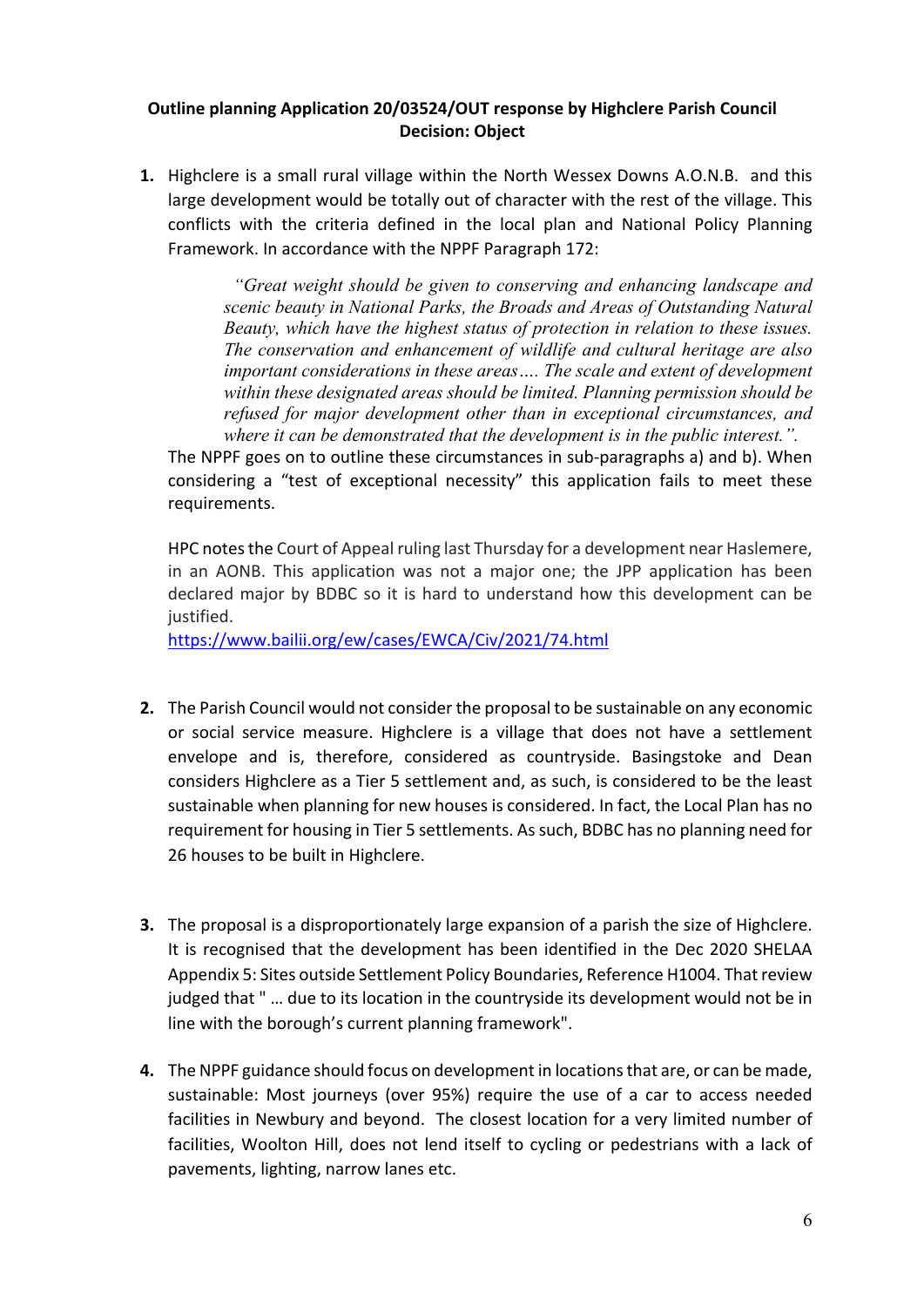**Outline planning Application 20/03524/OUT response by Highclere Parish Council**
**Decision: Object**

1. Highclere is a small rural village within the North Wessex Downs A.O.N.B. and this large development would be totally out of character with the rest of the village. This conflicts with the criteria defined in the local plan and National Policy Planning Framework. In accordance with the NPPF Paragraph 172:

   > *"Great weight should be given to conserving and enhancing landscape and scenic beauty in National Parks, the Broads and Areas of Outstanding Natural Beauty, which have the highest status of protection in relation to these issues. The conservation and enhancement of wildlife and cultural heritage are also important considerations in these areas…. The scale and extent of development within these designated areas should be limited. Planning permission should be refused for major development other than in exceptional circumstances, and where it can be demonstrated that the development is in the public interest.".*

   The NPPF goes on to outline these circumstances in sub-paragraphs a) and b). When considering a "test of exceptional necessity" this application fails to meet these requirements.

   HPC notes the Court of Appeal ruling last Thursday for a development near Haslemere, in an AONB. This application was not a major one; the JPP application has been declared major by BDBC so it is hard to understand how this development can be justified.
   https://www.bailii.org/ew/cases/EWCA/Civ/2021/74.html

2. The Parish Council would not consider the proposal to be sustainable on any economic or social service measure. Highclere is a village that does not have a settlement envelope and is, therefore, considered as countryside. Basingstoke and Dean considers Highclere as a Tier 5 settlement and, as such, is considered to be the least sustainable when planning for new houses is considered. In fact, the Local Plan has no requirement for housing in Tier 5 settlements. As such, BDBC has no planning need for 26 houses to be built in Highclere.

3. The proposal is a disproportionately large expansion of a parish the size of Highclere. It is recognised that the development has been identified in the Dec 2020 SHELAA Appendix 5: Sites outside Settlement Policy Boundaries, Reference H1004. That review judged that " … due to its location in the countryside its development would not be in line with the borough's current planning framework".

4. The NPPF guidance should focus on development in locations that are, or can be made, sustainable: Most journeys (over 95%) require the use of a car to access needed facilities in Newbury and beyond. The closest location for a very limited number of facilities, Woolton Hill, does not lend itself to cycling or pedestrians with a lack of pavements, lighting, narrow lanes etc.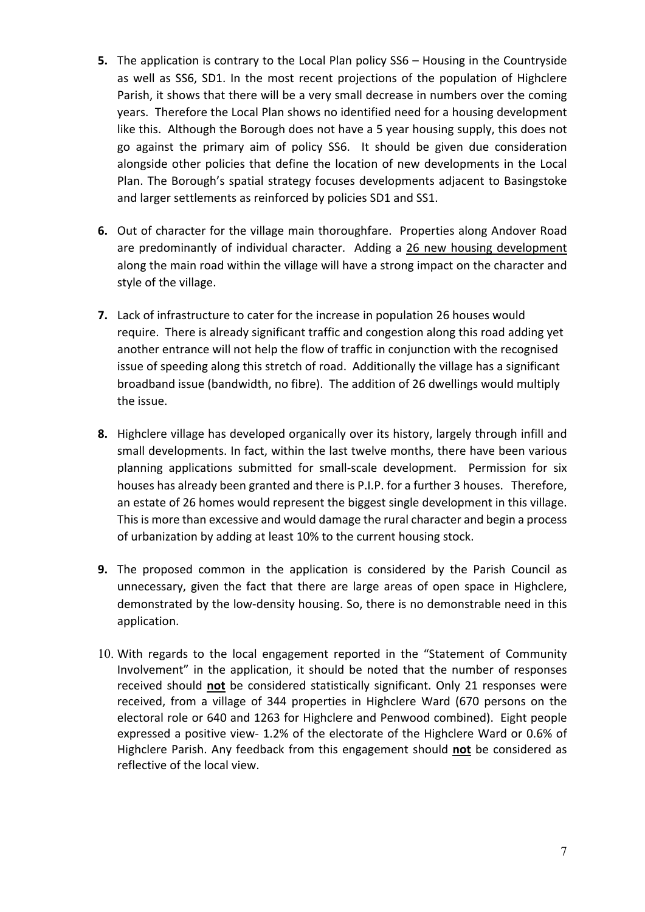5. The application is contrary to the Local Plan policy SS6 – Housing in the Countryside as well as SS6, SD1. In the most recent projections of the population of Highclere Parish, it shows that there will be a very small decrease in numbers over the coming years. Therefore the Local Plan shows no identified need for a housing development like this. Although the Borough does not have a 5 year housing supply, this does not go against the primary aim of policy SS6. It should be given due consideration alongside other policies that define the location of new developments in the Local Plan. The Borough's spatial strategy focuses developments adjacent to Basingstoke and larger settlements as reinforced by policies SD1 and SS1.

6. Out of character for the village main thoroughfare. Properties along Andover Road are predominantly of individual character. Adding a <u>26 new housing development</u> along the main road within the village will have a strong impact on the character and style of the village.

7. Lack of infrastructure to cater for the increase in population 26 houses would require. There is already significant traffic and congestion along this road adding yet another entrance will not help the flow of traffic in conjunction with the recognised issue of speeding along this stretch of road. Additionally the village has a significant broadband issue (bandwidth, no fibre). The addition of 26 dwellings would multiply the issue.

8. Highclere village has developed organically over its history, largely through infill and small developments. In fact, within the last twelve months, there have been various planning applications submitted for small-scale development. Permission for six houses has already been granted and there is P.I.P. for a further 3 houses. Therefore, an estate of 26 homes would represent the biggest single development in this village. This is more than excessive and would damage the rural character and begin a process of urbanization by adding at least 10% to the current housing stock.

9. The proposed common in the application is considered by the Parish Council as unnecessary, given the fact that there are large areas of open space in Highclere, demonstrated by the low-density housing. So, there is no demonstrable need in this application.

10. With regards to the local engagement reported in the "Statement of Community Involvement" in the application, it should be noted that the number of responses received should **<u>not</u>** be considered statistically significant. Only 21 responses were received, from a village of 344 properties in Highclere Ward (670 persons on the electoral role or 640 and 1263 for Highclere and Penwood combined). Eight people expressed a positive view- 1.2% of the electorate of the Highclere Ward or 0.6% of Highclere Parish. Any feedback from this engagement should **<u>not</u>** be considered as reflective of the local view.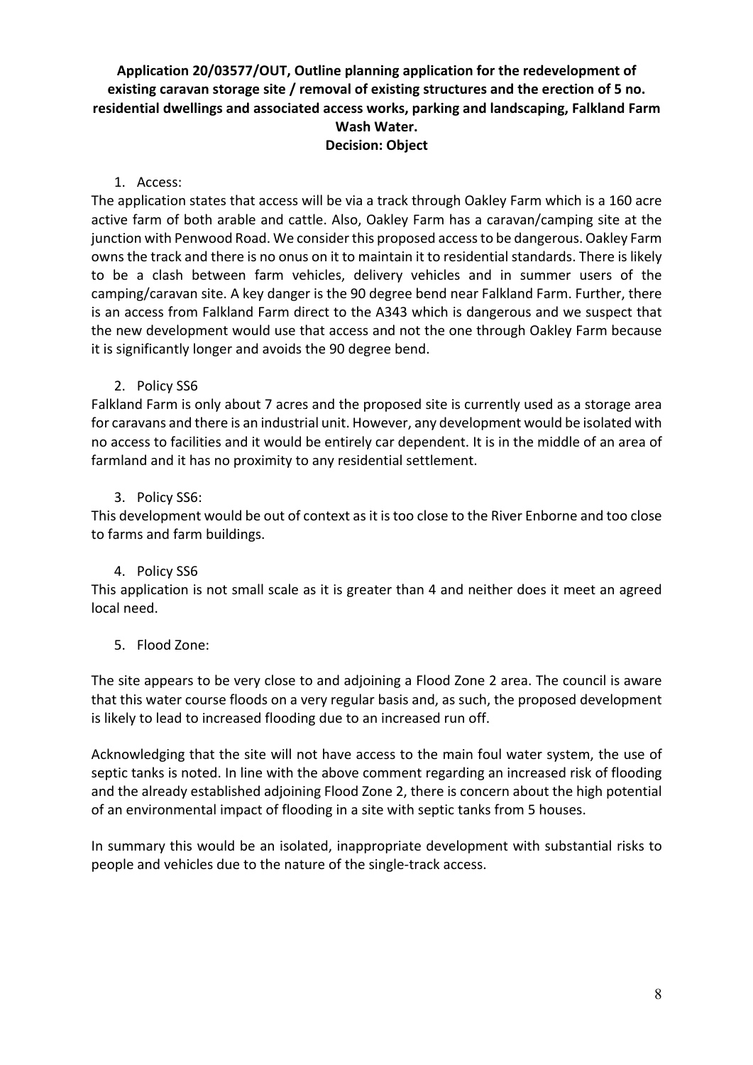**Application 20/03577/OUT, Outline planning application for the redevelopment of existing caravan storage site / removal of existing structures and the erection of 5 no. residential dwellings and associated access works, parking and landscaping, Falkland Farm Wash Water.**
**Decision: Object**

1. Access:

The application states that access will be via a track through Oakley Farm which is a 160 acre active farm of both arable and cattle. Also, Oakley Farm has a caravan/camping site at the junction with Penwood Road. We consider this proposed access to be dangerous. Oakley Farm owns the track and there is no onus on it to maintain it to residential standards. There is likely to be a clash between farm vehicles, delivery vehicles and in summer users of the camping/caravan site. A key danger is the 90 degree bend near Falkland Farm. Further, there is an access from Falkland Farm direct to the A343 which is dangerous and we suspect that the new development would use that access and not the one through Oakley Farm because it is significantly longer and avoids the 90 degree bend.

2. Policy SS6

Falkland Farm is only about 7 acres and the proposed site is currently used as a storage area for caravans and there is an industrial unit. However, any development would be isolated with no access to facilities and it would be entirely car dependent. It is in the middle of an area of farmland and it has no proximity to any residential settlement.

3. Policy SS6:

This development would be out of context as it is too close to the River Enborne and too close to farms and farm buildings.

4. Policy SS6

This application is not small scale as it is greater than 4 and neither does it meet an agreed local need.

5. Flood Zone:

The site appears to be very close to and adjoining a Flood Zone 2 area. The council is aware that this water course floods on a very regular basis and, as such, the proposed development is likely to lead to increased flooding due to an increased run off.

Acknowledging that the site will not have access to the main foul water system, the use of septic tanks is noted. In line with the above comment regarding an increased risk of flooding and the already established adjoining Flood Zone 2, there is concern about the high potential of an environmental impact of flooding in a site with septic tanks from 5 houses.

In summary this would be an isolated, inappropriate development with substantial risks to people and vehicles due to the nature of the single-track access.